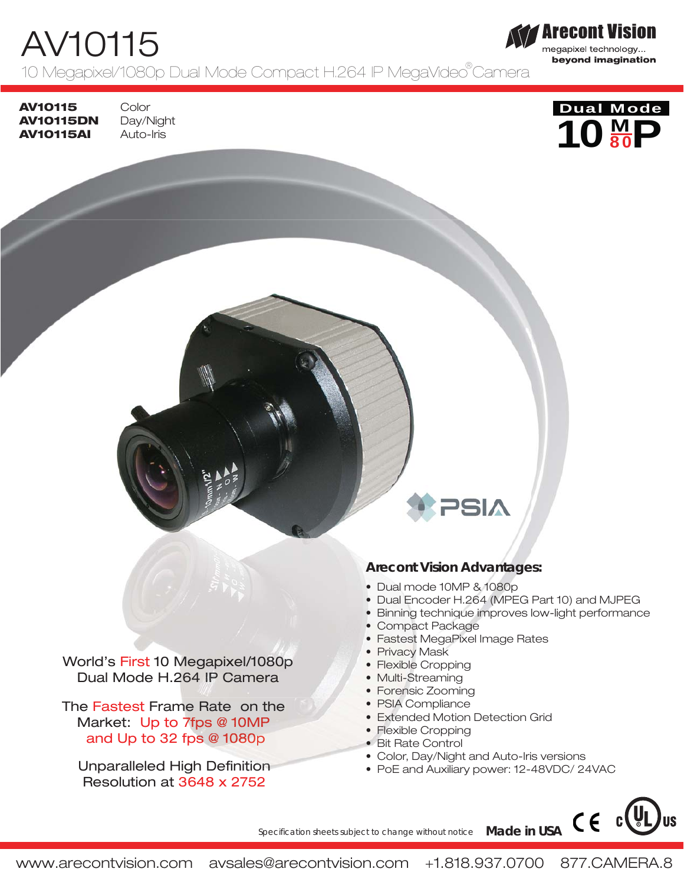# AV10115

10 Megapixel/1080p Dual Mode Compact H.264 IP MegaVideo® Camera

Arecont Vision
megapixel technology...
**beyond imagination**

| | |
|---|---|
| **AV10115** | Color |
| **AV10115DN** | Day/Night |
| **AV10115AI** | Auto-Iris |

Dual Mode
10 MP 80

PSIA

World's First 10 Megapixel/1080p Dual Mode H.264 IP Camera

The Fastest Frame Rate on the Market: Up to 7fps @ 10MP and Up to 32 fps @ 1080p

Unparalleled High Definition Resolution at 3648 x 2752

### Arecont Vision Advantages:

- Dual mode 10MP & 1080p
- Dual Encoder H.264 (MPEG Part 10) and MJPEG
- Binning technique improves low-light performance
- Compact Package
- Fastest MegaPixel Image Rates
- Privacy Mask
- Flexible Cropping
- Multi-Streaming
- Forensic Zooming
- PSIA Compliance
- Extended Motion Detection Grid
- Flexible Cropping
- Bit Rate Control
- Color, Day/Night and Auto-Iris versions
- PoE and Auxiliary power: 12-48VDC/ 24VAC

Specification sheets subject to change without notice **Made in USA** CE cULus

www.arecontvision.com avsales@arecontvision.com +1.818.937.0700 877.CAMERA.8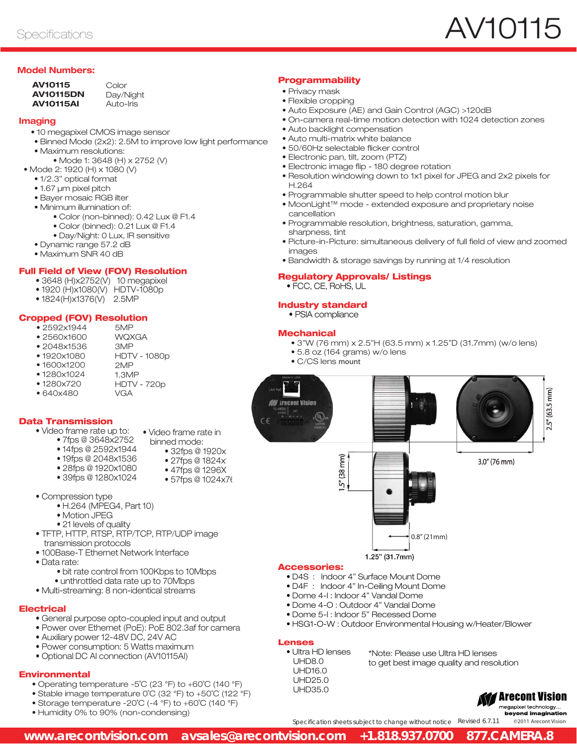Specifications

# AV10115

## Model Numbers:

| | |
|---|---|
| **AV10115** | Color |
| **AV10115DN** | Day/Night |
| **AV10115AI** | Auto-Iris |

## Imaging

- 10 megapixel CMOS image sensor
- Binned Mode (2x2): 2.5M to improve low light performance
- Maximum resolutions:
  - Mode 1: 3648 (H) x 2752 (V)
- Mode 2: 1920 (H) x 1080 (V)
- 1/2.3" optical format
- 1.67 µm pixel pitch
- Bayer mosaic RGB ilter
- Minimum illumination of:
  - Color (non-binned): 0.42 Lux @ F1.4
  - Color (binned): 0.21 Lux @ F1.4
  - Day/Night: 0 Lux, IR sensitive
- Dynamic range 57.2 dB
- Maximum SNR 40 dB

## Full Field of View (FOV) Resolution

- 3648 (H)x2752(V) 10 megapixel
- 1920 (H)x1080(V) HDTV-1080p
- 1824(H)x1376(V) 2.5MP

## Cropped (FOV) Resolution

| | |
|---|---|
| • 2592x1944 | 5MP |
| • 2560x1600 | WQXGA |
| • 2048x1536 | 3MP |
| • 1920x1080 | HDTV - 1080p |
| • 1600x1200 | 2MP |
| • 1280x1024 | 1.3MP |
| • 1280x720 | HDTV - 720p |
| • 640x480 | VGA |

## Data Transmission

- Video frame rate up to:
  - 7fps @ 3648x2752
  - 14fps @ 2592x1944
  - 19fps @ 2048x1536
  - 28fps @ 1920x1080
  - 39fps @ 1280x1024
- Video frame rate in binned mode:
  - 32fps @ 1920x
  - 27fps @ 1824x
  - 47fps @ 1296X
  - 57fps @ 1024x76
- Compression type
  - H.264 (MPEG4, Part 10)
  - Motion JPEG
  - 21 levels of quality
- TFTP, HTTP, RTSP, RTP/TCP, RTP/UDP image transmission protocols
- 100Base-T Ethernet Network Interface
- Data rate:
  - bit rate control from 100Kbps to 10Mbps
  - unthrottled data rate up to 70Mbps
- Multi-streaming: 8 non-identical streams

## Electrical

- General purpose opto-coupled input and output
- Power over Ethernet (PoE): PoE 802.3af for camera
- Auxiliary power 12-48V DC, 24V AC
- Power consumption: 5 Watts maximum
- Optional DC AI connection (AV10115AI)

## Environmental

- Operating temperature -5˚C (23 °F) to +60˚C (140 °F)
- Stable image temperature 0˚C (32 °F) to +50˚C (122 °F)
- Storage temperature -20˚C (-4 °F) to +60˚C (140 °F)
- Humidity 0% to 90% (non-condensing)

## Programmability

- Privacy mask
- Flexible cropping
- Auto Exposure (AE) and Gain Control (AGC) >120dB
- On-camera real-time motion detection with 1024 detection zones
- Auto backlight compensation
- Auto multi-matrix white balance
- 50/60Hz selectable flicker control
- Electronic pan, tilt, zoom (PTZ)
- Electronic image flip - 180 degree rotation
- Resolution windowing down to 1x1 pixel for JPEG and 2x2 pixels for H.264
- Programmable shutter speed to help control motion blur
- MoonLight™ mode - extended exposure and proprietary noise cancellation
- Programmable resolution, brightness, saturation, gamma, sharpness, tint
- Picture-in-Picture: simultaneous delivery of full field of view and zoomed images
- Bandwidth & storage savings by running at 1/4 resolution

## Regulatory Approvals/ Listings

- FCC, CE, RoHS, UL

## Industry standard

- PSIA compliance

## Mechanical

- 3"W (76 mm) x 2.5"H (63.5 mm) x 1.25"D (31.7mm) (w/o lens)
- 5.8 oz (164 grams) w/o lens
- C/CS lens mount

2.5" (63.5 mm)
3.0" (76 mm)
1.5" (38 mm)
0.8" (21mm)
1.25" (31.7mm)

## Accessories:

- D4S : Indoor 4" Surface Mount Dome
- D4F : Indoor 4" In-Ceiling Mount Dome
- Dome 4-I : Indoor 4" Vandal Dome
- Dome 4-O : Outdoor 4" Vandal Dome
- Dome 5-I : Indoor 5" Recessed Dome
- HSG1-O-W : Outdoor Environmental Housing w/Heater/Blower

## Lenses

- Ultra HD lenses
  UHD8.0
  UHD16.0
  UHD25.0
  UHD35.0

*Note: Please use Ultra HD lenses to get best image quality and resolution

Arecont Vision
megapixel technology... **beyond imagination**

Specification sheets subject to change without notice Revised 6.7.11 ©2011 Arecont Vision

**www.arecontvision.com avsales@arecontvision.com +1.818.937.0700 877.CAMERA.8**